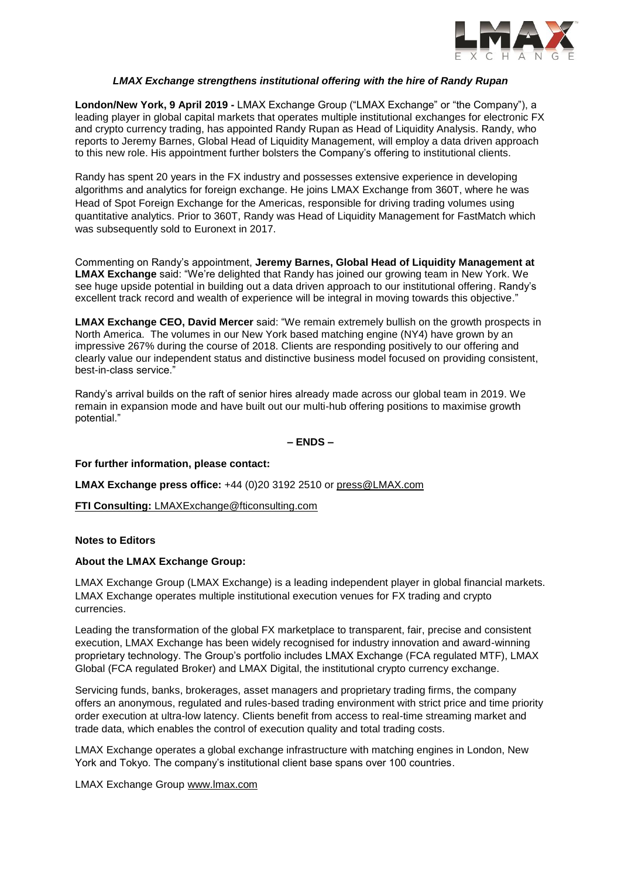*LMAX Exchange strengthens institutional offering with the hire of Randy Rupan*

**London/New York, 9 April 2019 -** LMAX Exchange Group ("LMAX Exchange" or "the Company"), a leading player in global capital markets that operates multiple institutional exchanges for electronic FX and crypto currency trading, has appointed Randy Rupan as Head of Liquidity Analysis. Randy, who reports to Jeremy Barnes, Global Head of Liquidity Management, will employ a data driven approach to this new role. His appointment further bolsters the Company's offering to institutional clients.

Randy has spent 20 years in the FX industry and possesses extensive experience in developing algorithms and analytics for foreign exchange. He joins LMAX Exchange from 360T, where he was Head of Spot Foreign Exchange for the Americas, responsible for driving trading volumes using quantitative analytics. Prior to 360T, Randy was Head of Liquidity Management for FastMatch which was subsequently sold to Euronext in 2017.

Commenting on Randy's appointment, **Jeremy Barnes, Global Head of Liquidity Management at LMAX Exchange** said: "We're delighted that Randy has joined our growing team in New York. We see huge upside potential in building out a data driven approach to our institutional offering. Randy's excellent track record and wealth of experience will be integral in moving towards this objective."

**LMAX Exchange CEO, David Mercer** said: "We remain extremely bullish on the growth prospects in North America. The volumes in our New York based matching engine (NY4) have grown by an impressive 267% during the course of 2018. Clients are responding positively to our offering and clearly value our independent status and distinctive business model focused on providing consistent, best-in-class service."

Randy's arrival builds on the raft of senior hires already made across our global team in 2019. We remain in expansion mode and have built out our multi-hub offering positions to maximise growth potential."

**– ENDS –**

**For further information, please contact:**

**LMAX Exchange press office:** +44 (0)20 3192 2510 or press@LMAX.com

**FTI Consulting:** LMAXExchange@fticonsulting.com

**Notes to Editors**

**About the LMAX Exchange Group:**

LMAX Exchange Group (LMAX Exchange) is a leading independent player in global financial markets. LMAX Exchange operates multiple institutional execution venues for FX trading and crypto currencies.

Leading the transformation of the global FX marketplace to transparent, fair, precise and consistent execution, LMAX Exchange has been widely recognised for industry innovation and award-winning proprietary technology. The Group's portfolio includes LMAX Exchange (FCA regulated MTF), LMAX Global (FCA regulated Broker) and LMAX Digital, the institutional crypto currency exchange.

Servicing funds, banks, brokerages, asset managers and proprietary trading firms, the company offers an anonymous, regulated and rules-based trading environment with strict price and time priority order execution at ultra-low latency. Clients benefit from access to real-time streaming market and trade data, which enables the control of execution quality and total trading costs.

LMAX Exchange operates a global exchange infrastructure with matching engines in London, New York and Tokyo. The company's institutional client base spans over 100 countries.

LMAX Exchange Group www.lmax.com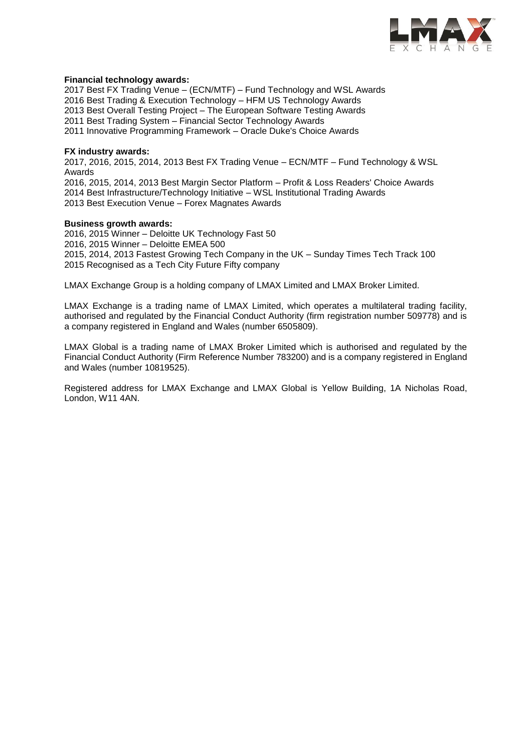**Financial technology awards:**
2017 Best FX Trading Venue – (ECN/MTF) – Fund Technology and WSL Awards
2016 Best Trading & Execution Technology – HFM US Technology Awards
2013 Best Overall Testing Project – The European Software Testing Awards
2011 Best Trading System – Financial Sector Technology Awards
2011 Innovative Programming Framework – Oracle Duke's Choice Awards

**FX industry awards:**
2017, 2016, 2015, 2014, 2013 Best FX Trading Venue – ECN/MTF – Fund Technology & WSL Awards
2016, 2015, 2014, 2013 Best Margin Sector Platform – Profit & Loss Readers' Choice Awards
2014 Best Infrastructure/Technology Initiative – WSL Institutional Trading Awards
2013 Best Execution Venue – Forex Magnates Awards

**Business growth awards:**
2016, 2015 Winner – Deloitte UK Technology Fast 50
2016, 2015 Winner – Deloitte EMEA 500
2015, 2014, 2013 Fastest Growing Tech Company in the UK – Sunday Times Tech Track 100
2015 Recognised as a Tech City Future Fifty company

LMAX Exchange Group is a holding company of LMAX Limited and LMAX Broker Limited.

LMAX Exchange is a trading name of LMAX Limited, which operates a multilateral trading facility, authorised and regulated by the Financial Conduct Authority (firm registration number 509778) and is a company registered in England and Wales (number 6505809).

LMAX Global is a trading name of LMAX Broker Limited which is authorised and regulated by the Financial Conduct Authority (Firm Reference Number 783200) and is a company registered in England and Wales (number 10819525).

Registered address for LMAX Exchange and LMAX Global is Yellow Building, 1A Nicholas Road, London, W11 4AN.